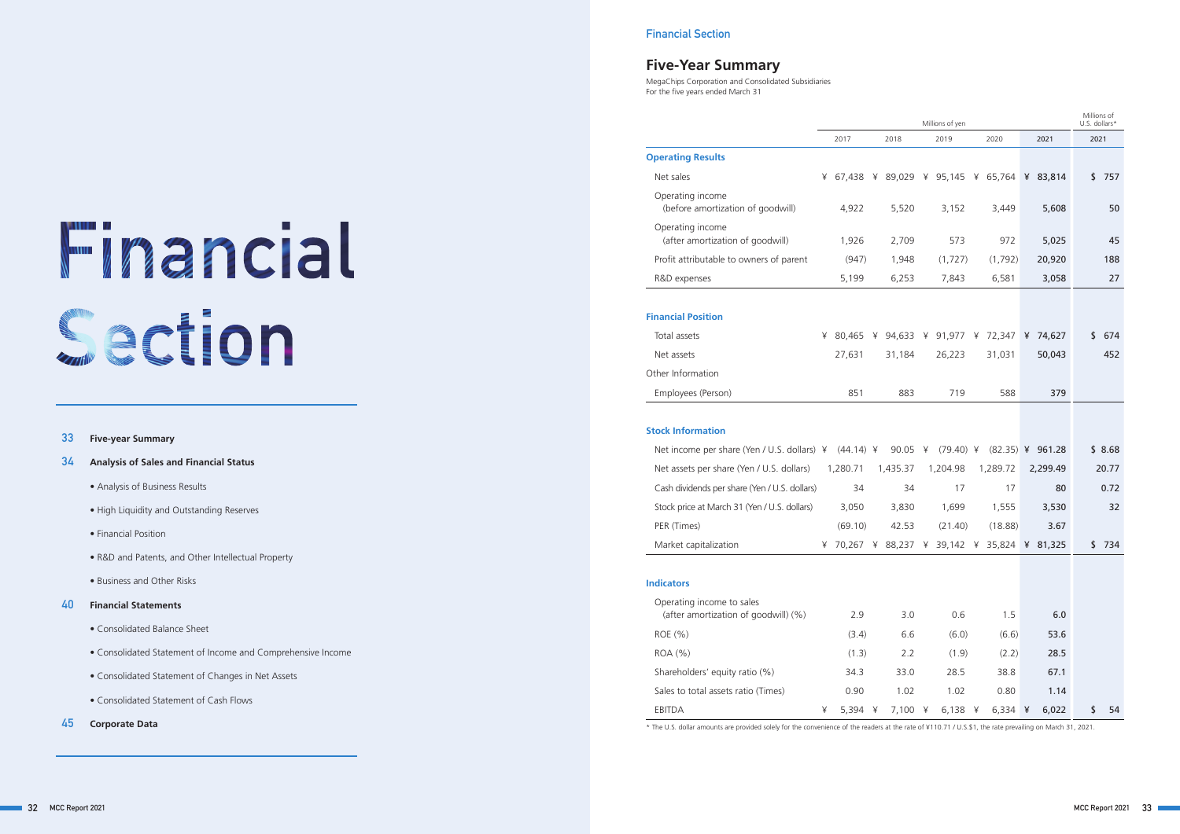# Financial Section

33 **Five-year Summary**

34 **Analysis of Sales and Financial Status**

- Analysis of Business Results
- High Liquidity and Outstanding Reserves
- Financial Position
- R&D and Patents, and Other Intellectual Property
- Business and Other Risks

40 **Financial Statements**

- Consolidated Balance Sheet
- Consolidated Statement of Income and Comprehensive Income
- Consolidated Statement of Changes in Net Assets
- Consolidated Statement of Cash Flows

45 **Corporate Data**

Financial Section

## Five-Year Summary

MegaChips Corporation and Consolidated Subsidiaries
For the five years ended March 31

| | Millions of yen | | | | | Millions of U.S. dollars* |
|---|---|---|---|---|---|---|
| | 2017 | 2018 | 2019 | 2020 | 2021 | 2021 |
| **Operating Results** | | | | | | |
| Net sales | ¥ 67,438 | ¥ 89,029 | ¥ 95,145 | ¥ 65,764 | ¥ 83,814 | $ 757 |
| Operating income (before amortization of goodwill) | 4,922 | 5,520 | 3,152 | 3,449 | 5,608 | 50 |
| Operating income (after amortization of goodwill) | 1,926 | 2,709 | 573 | 972 | 5,025 | 45 |
| Profit attributable to owners of parent | (947) | 1,948 | (1,727) | (1,792) | 20,920 | 188 |
| R&D expenses | 5,199 | 6,253 | 7,843 | 6,581 | 3,058 | 27 |
| **Financial Position** | | | | | | |
| Total assets | ¥ 80,465 | ¥ 94,633 | ¥ 91,977 | ¥ 72,347 | ¥ 74,627 | $ 674 |
| Net assets | 27,631 | 31,184 | 26,223 | 31,031 | 50,043 | 452 |
| Other Information | | | | | | |
| Employees (Person) | 851 | 883 | 719 | 588 | 379 | |
| **Stock Information** | | | | | | |
| Net income per share (Yen / U.S. dollars) | ¥ (44.14) | ¥ 90.05 | ¥ (79.40) | ¥ (82.35) | ¥ 961.28 | $ 8.68 |
| Net assets per share (Yen / U.S. dollars) | 1,280.71 | 1,435.37 | 1,204.98 | 1,289.72 | 2,299.49 | 20.77 |
| Cash dividends per share (Yen / U.S. dollars) | 34 | 34 | 17 | 17 | 80 | 0.72 |
| Stock price at March 31 (Yen / U.S. dollars) | 3,050 | 3,830 | 1,699 | 1,555 | 3,530 | 32 |
| PER (Times) | (69.10) | 42.53 | (21.40) | (18.88) | 3.67 | |
| Market capitalization | ¥ 70,267 | ¥ 88,237 | ¥ 39,142 | ¥ 35,824 | ¥ 81,325 | $ 734 |
| **Indicators** | | | | | | |
| Operating income to sales (after amortization of goodwill) (%) | 2.9 | 3.0 | 0.6 | 1.5 | 6.0 | |
| ROE (%) | (3.4) | 6.6 | (6.0) | (6.6) | 53.6 | |
| ROA (%) | (1.3) | 2.2 | (1.9) | (2.2) | 28.5 | |
| Shareholders' equity ratio (%) | 34.3 | 33.0 | 28.5 | 38.8 | 67.1 | |
| Sales to total assets ratio (Times) | 0.90 | 1.02 | 1.02 | 0.80 | 1.14 | |
| EBITDA | ¥ 5,394 | ¥ 7,100 | ¥ 6,138 | ¥ 6,334 | ¥ 6,022 | $ 54 |

\* The U.S. dollar amounts are provided solely for the convenience of the readers at the rate of ¥110.71 / U.S.$1, the rate prevailing on March 31, 2021.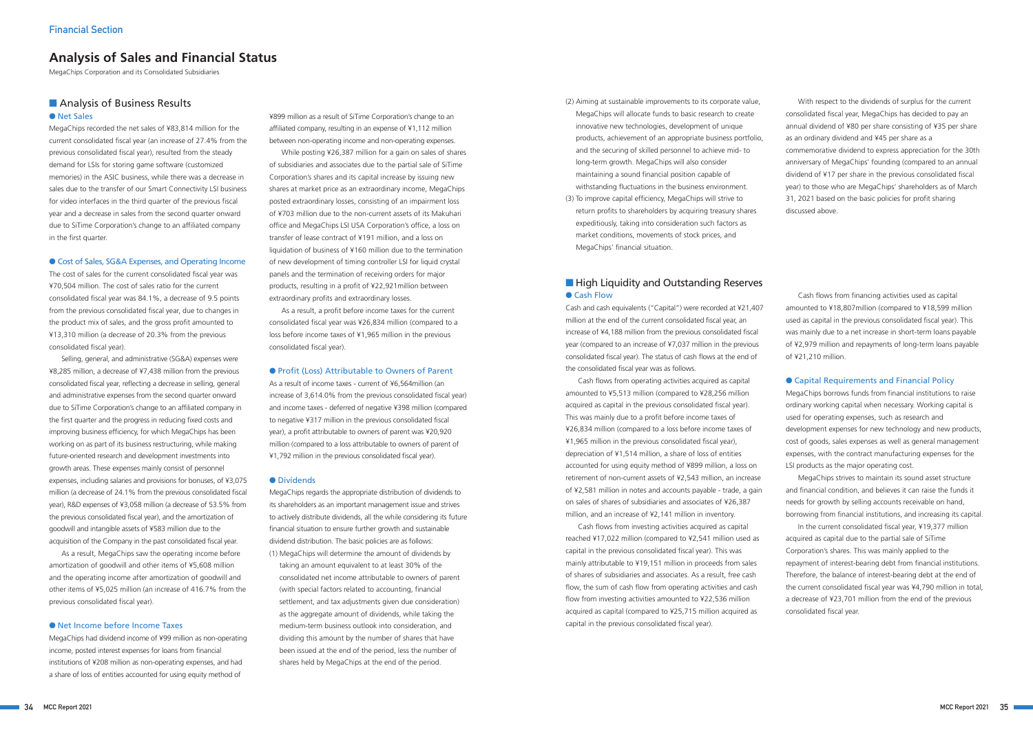# Analysis of Sales and Financial Status

MegaChips Corporation and its Consolidated Subsidiaries

## Analysis of Business Results

### Net Sales

MegaChips recorded the net sales of ¥83,814 million for the current consolidated fiscal year (an increase of 27.4% from the previous consolidated fiscal year), resulted from the steady demand for LSIs for storing game software (customized memories) in the ASIC business, while there was a decrease in sales due to the transfer of our Smart Connectivity LSI business for video interfaces in the third quarter of the previous fiscal year and a decrease in sales from the second quarter onward due to SiTime Corporation's change to an affiliated company in the first quarter.

### Cost of Sales, SG&A Expenses, and Operating Income

The cost of sales for the current consolidated fiscal year was ¥70,504 million. The cost of sales ratio for the current consolidated fiscal year was 84.1%, a decrease of 9.5 points from the previous consolidated fiscal year, due to changes in the product mix of sales, and the gross profit amounted to ¥13,310 million (a decrease of 20.3% from the previous consolidated fiscal year).

Selling, general, and administrative (SG&A) expenses were ¥8,285 million, a decrease of ¥7,438 million from the previous consolidated fiscal year, reflecting a decrease in selling, general and administrative expenses from the second quarter onward due to SiTime Corporation's change to an affiliated company in the first quarter and the progress in reducing fixed costs and improving business efficiency, for which MegaChips has been working on as part of its business restructuring, while making future-oriented research and development investments into growth areas. These expenses mainly consist of personnel expenses, including salaries and provisions for bonuses, of ¥3,075 million (a decrease of 24.1% from the previous consolidated fiscal year), R&D expenses of ¥3,058 million (a decrease of 53.5% from the previous consolidated fiscal year), and the amortization of goodwill and intangible assets of ¥583 million due to the acquisition of the Company in the past consolidated fiscal year.

As a result, MegaChips saw the operating income before amortization of goodwill and other items of ¥5,608 million and the operating income after amortization of goodwill and other items of ¥5,025 million (an increase of 416.7% from the previous consolidated fiscal year).

### Net Income before Income Taxes

MegaChips had dividend income of ¥99 million as non-operating income, posted interest expenses for loans from financial institutions of ¥208 million as non-operating expenses, and had a share of loss of entities accounted for using equity method of ¥899 million as a result of SiTime Corporation's change to an affiliated company, resulting in an expense of ¥1,112 million between non-operating income and non-operating expenses.

While posting ¥26,387 million for a gain on sales of shares of subsidiaries and associates due to the partial sale of SiTime Corporation's shares and its capital increase by issuing new shares at market price as an extraordinary income, MegaChips posted extraordinary losses, consisting of an impairment loss of ¥703 million due to the non-current assets of its Makuhari office and MegaChips LSI USA Corporation's office, a loss on transfer of lease contract of ¥191 million, and a loss on liquidation of business of ¥160 million due to the termination of new development of timing controller LSI for liquid crystal panels and the termination of receiving orders for major products, resulting in a profit of ¥22,921million between extraordinary profits and extraordinary losses.

As a result, a profit before income taxes for the current consolidated fiscal year was ¥26,834 million (compared to a loss before income taxes of ¥1,965 million in the previous consolidated fiscal year).

### Profit (Loss) Attributable to Owners of Parent

As a result of income taxes - current of ¥6,564million (an increase of 3,614.0% from the previous consolidated fiscal year) and income taxes - deferred of negative ¥398 million (compared to negative ¥317 million in the previous consolidated fiscal year), a profit attributable to owners of parent was ¥20,920 million (compared to a loss attributable to owners of parent of ¥1,792 million in the previous consolidated fiscal year).

### Dividends

MegaChips regards the appropriate distribution of dividends to its shareholders as an important management issue and strives to actively distribute dividends, all the while considering its future financial situation to ensure further growth and sustainable dividend distribution. The basic policies are as follows:

(1) MegaChips will determine the amount of dividends by taking an amount equivalent to at least 30% of the consolidated net income attributable to owners of parent (with special factors related to accounting, financial settlement, and tax adjustments given due consideration) as the aggregate amount of dividends, while taking the medium-term business outlook into consideration, and dividing this amount by the number of shares that have been issued at the end of the period, less the number of shares held by MegaChips at the end of the period.

(2) Aiming at sustainable improvements to its corporate value, MegaChips will allocate funds to basic research to create innovative new technologies, development of unique products, achievement of an appropriate business portfolio, and the securing of skilled personnel to achieve mid- to long-term growth. MegaChips will also consider maintaining a sound financial position capable of withstanding fluctuations in the business environment.

(3) To improve capital efficiency, MegaChips will strive to return profits to shareholders by acquiring treasury shares expeditiously, taking into consideration such factors as market conditions, movements of stock prices, and MegaChips' financial situation.

With respect to the dividends of surplus for the current consolidated fiscal year, MegaChips has decided to pay an annual dividend of ¥80 per share consisting of ¥35 per share as an ordinary dividend and ¥45 per share as a commemorative dividend to express appreciation for the 30th anniversary of MegaChips' founding (compared to an annual dividend of ¥17 per share in the previous consolidated fiscal year) to those who are MegaChips' shareholders as of March 31, 2021 based on the basic policies for profit sharing discussed above.

## High Liquidity and Outstanding Reserves

### Cash Flow

Cash and cash equivalents ("Capital") were recorded at ¥21,407 million at the end of the current consolidated fiscal year, an increase of ¥4,188 million from the previous consolidated fiscal year (compared to an increase of ¥7,037 million in the previous consolidated fiscal year). The status of cash flows at the end of the consolidated fiscal year was as follows.

Cash flows from operating activities acquired as capital amounted to ¥5,513 million (compared to ¥28,256 million acquired as capital in the previous consolidated fiscal year). This was mainly due to a profit before income taxes of ¥26,834 million (compared to a loss before income taxes of ¥1,965 million in the previous consolidated fiscal year), depreciation of ¥1,514 million, a share of loss of entities accounted for using equity method of ¥899 million, a loss on retirement of non-current assets of ¥2,543 million, an increase of ¥2,581 million in notes and accounts payable - trade, a gain on sales of shares of subsidiaries and associates of ¥26,387 million, and an increase of ¥2,141 million in inventory.

Cash flows from investing activities acquired as capital reached ¥17,022 million (compared to ¥2,541 million used as capital in the previous consolidated fiscal year). This was mainly attributable to ¥19,151 million in proceeds from sales of shares of subsidiaries and associates. As a result, free cash flow, the sum of cash flow from operating activities and cash flow from investing activities amounted to ¥22,536 million acquired as capital (compared to ¥25,715 million acquired as capital in the previous consolidated fiscal year).

Cash flows from financing activities used as capital amounted to ¥18,807million (compared to ¥18,599 million used as capital in the previous consolidated fiscal year). This was mainly due to a net increase in short-term loans payable of ¥2,979 million and repayments of long-term loans payable of ¥21,210 million.

### Capital Requirements and Financial Policy

MegaChips borrows funds from financial institutions to raise ordinary working capital when necessary. Working capital is used for operating expenses, such as research and development expenses for new technology and new products, cost of goods, sales expenses as well as general management expenses, with the contract manufacturing expenses for the LSI products as the major operating cost.

MegaChips strives to maintain its sound asset structure and financial condition, and believes it can raise the funds it needs for growth by selling accounts receivable on hand, borrowing from financial institutions, and increasing its capital.

In the current consolidated fiscal year, ¥19,377 million acquired as capital due to the partial sale of SiTime Corporation's shares. This was mainly applied to the repayment of interest-bearing debt from financial institutions. Therefore, the balance of interest-bearing debt at the end of the current consolidated fiscal year was ¥4,790 million in total, a decrease of ¥23,701 million from the end of the previous consolidated fiscal year.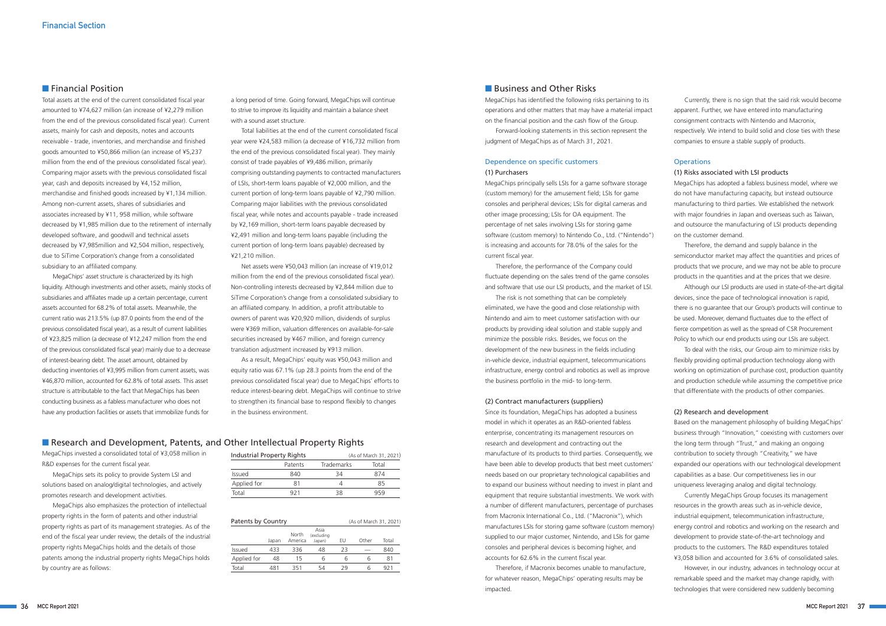## Financial Position

Total assets at the end of the current consolidated fiscal year amounted to ¥74,627 million (an increase of ¥2,279 million from the end of the previous consolidated fiscal year). Current assets, mainly for cash and deposits, notes and accounts receivable - trade, inventories, and merchandise and finished goods amounted to ¥50,866 million (an increase of ¥5,237 million from the end of the previous consolidated fiscal year). Comparing major assets with the previous consolidated fiscal year, cash and deposits increased by ¥4,152 million, merchandise and finished goods increased by ¥1,134 million. Among non-current assets, shares of subsidiaries and associates increased by ¥11, 958 million, while software decreased by ¥1,985 million due to the retirement of internally developed software, and goodwill and technical assets decreased by ¥7,985million and ¥2,504 million, respectively, due to SiTime Corporation's change from a consolidated subsidiary to an affiliated company.

MegaChips' asset structure is characterized by its high liquidity. Although investments and other assets, mainly stocks of subsidiaries and affiliates made up a certain percentage, current assets accounted for 68.2% of total assets. Meanwhile, the current ratio was 213.5% (up 87.0 points from the end of the previous consolidated fiscal year), as a result of current liabilities of ¥23,825 million (a decrease of ¥12,247 million from the end of the previous consolidated fiscal year) mainly due to a decrease of interest-bearing debt. The asset amount, obtained by deducting inventories of ¥3,995 million from current assets, was ¥46,870 million, accounted for 62.8% of total assets. This asset structure is attributable to the fact that MegaChips has been conducting business as a fabless manufacturer who does not have any production facilities or assets that immobilize funds for a long period of time. Going forward, MegaChips will continue to strive to improve its liquidity and maintain a balance sheet with a sound asset structure.

Total liabilities at the end of the current consolidated fiscal year were ¥24,583 million (a decrease of ¥16,732 million from the end of the previous consolidated fiscal year). They mainly consist of trade payables of ¥9,486 million, primarily comprising outstanding payments to contracted manufacturers of LSIs, short-term loans payable of ¥2,000 million, and the current portion of long-term loans payable of ¥2,790 million. Comparing major liabilities with the previous consolidated fiscal year, while notes and accounts payable - trade increased by ¥2,169 million, short-term loans payable decreased by ¥2,491 million and long-term loans payable (including the current portion of long-term loans payable) decreased by ¥21,210 million.

Net assets were ¥50,043 million (an increase of ¥19,012 million from the end of the previous consolidated fiscal year). Non-controlling interests decreased by ¥2,844 million due to SiTime Corporation's change from a consolidated subsidiary to an affiliated company. In addition, a profit attributable to owners of parent was ¥20,920 million, dividends of surplus were ¥369 million, valuation differences on available-for-sale securities increased by ¥467 million, and foreign currency translation adjustment increased by ¥913 million.

As a result, MegaChips' equity was ¥50,043 million and equity ratio was 67.1% (up 28.3 points from the end of the previous consolidated fiscal year) due to MegaChips' efforts to reduce interest-bearing debt. MegaChips will continue to strive to strengthen its financial base to respond flexibly to changes in the business environment.

## Research and Development, Patents, and Other Intellectual Property Rights

MegaChips invested a consolidated total of ¥3,058 million in R&D expenses for the current fiscal year.

MegaChips sets its policy to provide System LSI and solutions based on analog/digital technologies, and actively promotes research and development activities.

MegaChips also emphasizes the protection of intellectual property rights in the form of patents and other industrial property rights as part of its management strategies. As of the end of the fiscal year under review, the details of the industrial property rights MegaChips holds and the details of those patents among the industrial property rights MegaChips holds by country are as follows:

Industrial Property Rights (As of March 31, 2021)

| | Patents | Trademarks | Total |
|---|---|---|---|
| Issued | 840 | 34 | 874 |
| Applied for | 81 | 4 | 85 |
| Total | 921 | 38 | 959 |

Patents by Country (As of March 31, 2021)

| | Japan | North America | Asia (excluding Japan) | EU | Other | Total |
|---|---|---|---|---|---|---|
| Issued | 433 | 336 | 48 | 23 | — | 840 |
| Applied for | 48 | 15 | 6 | 6 | 6 | 81 |
| Total | 481 | 351 | 54 | 29 | 6 | 921 |

## Business and Other Risks

MegaChips has identified the following risks pertaining to its operations and other matters that may have a material impact on the financial position and the cash flow of the Group.

Forward-looking statements in this section represent the judgment of MegaChips as of March 31, 2021.

### Dependence on specific customers

#### (1) Purchasers

MegaChips principally sells LSIs for a game software storage (custom memory) for the amusement field; LSIs for game consoles and peripheral devices; LSIs for digital cameras and other image processing; LSIs for OA equipment. The percentage of net sales involving LSIs for storing game software (custom memory) to Nintendo Co., Ltd. ("Nintendo") is increasing and accounts for 78.0% of the sales for the current fiscal year.

Therefore, the performance of the Company could fluctuate depending on the sales trend of the game consoles and software that use our LSI products, and the market of LSI.

The risk is not something that can be completely eliminated, we have the good and close relationship with Nintendo and aim to meet customer satisfaction with our products by providing ideal solution and stable supply and minimize the possible risks. Besides, we focus on the development of the new business in the fields including in-vehicle device, industrial equipment, telecommunications infrastructure, energy control and robotics as well as improve the business portfolio in the mid- to long-term.

#### (2) Contract manufacturers (suppliers)

Since its foundation, MegaChips has adopted a business model in which it operates as an R&D-oriented fabless enterprise, concentrating its management resources on research and development and contracting out the manufacture of its products to third parties. Consequently, we have been able to develop products that best meet customers' needs based on our proprietary technological capabilities and to expand our business without needing to invest in plant and equipment that require substantial investments. We work with a number of different manufacturers, percentage of purchases from Macronix International Co., Ltd. ("Macronix"), which manufactures LSIs for storing game software (custom memory) supplied to our major customer, Nintendo, and LSIs for game consoles and peripheral devices is becoming higher, and accounts for 62.6% in the current fiscal year.

Therefore, if Macronix becomes unable to manufacture, for whatever reason, MegaChips' operating results may be impacted.

Currently, there is no sign that the said risk would become apparent. Further, we have entered into manufacturing consignment contracts with Nintendo and Macronix, respectively. We intend to build solid and close ties with these companies to ensure a stable supply of products.

### Operations

#### (1) Risks associated with LSI products

MegaChips has adopted a fabless business model, where we do not have manufacturing capacity, but instead outsource manufacturing to third parties. We established the network with major foundries in Japan and overseas such as Taiwan, and outsource the manufacturing of LSI products depending on the customer demand.

Therefore, the demand and supply balance in the semiconductor market may affect the quantities and prices of products that we procure, and we may not be able to procure products in the quantities and at the prices that we desire.

Although our LSI products are used in state-of-the-art digital devices, since the pace of technological innovation is rapid, there is no guarantee that our Group's products will continue to be used. Moreover, demand fluctuates due to the effect of fierce competition as well as the spread of CSR Procurement Policy to which our end products using our LSIs are subject.

To deal with the risks, our Group aim to minimize risks by flexibly providing optimal production technology along with working on optimization of purchase cost, production quantity and production schedule while assuming the competitive price that differentiate with the products of other companies.

#### (2) Research and development

Based on the management philosophy of building MegaChips' business through "Innovation," coexisting with customers over the long term through "Trust," and making an ongoing contribution to society through "Creativity," we have expanded our operations with our technological development capabilities as a base. Our competitiveness lies in our uniqueness leveraging analog and digital technology.

Currently MegaChips Group focuses its management resources in the growth areas such as in-vehicle device, industrial equipment, telecommunication infrastructure, energy control and robotics and working on the research and development to provide state-of-the-art technology and products to the customers. The R&D expenditures totaled ¥3,058 billion and accounted for 3.6% of consolidated sales.

However, in our industry, advances in technology occur at remarkable speed and the market may change rapidly, with technologies that were considered new suddenly becoming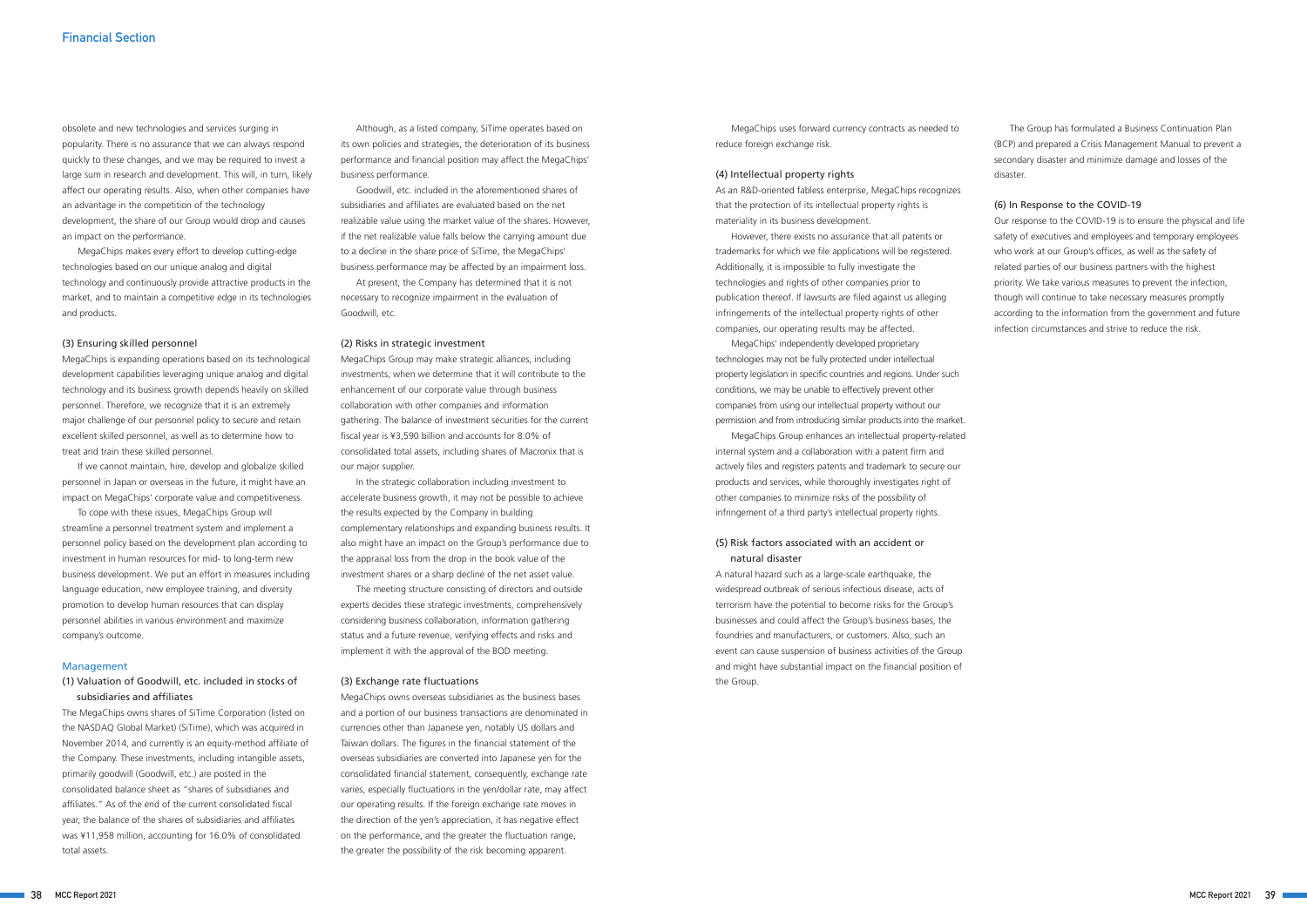obsolete and new technologies and services surging in popularity. There is no assurance that we can always respond quickly to these changes, and we may be required to invest a large sum in research and development. This will, in turn, likely affect our operating results. Also, when other companies have an advantage in the competition of the technology development, the share of our Group would drop and causes an impact on the performance.

MegaChips makes every effort to develop cutting-edge technologies based on our unique analog and digital technology and continuously provide attractive products in the market, and to maintain a competitive edge in its technologies and products.

### (3) Ensuring skilled personnel

MegaChips is expanding operations based on its technological development capabilities leveraging unique analog and digital technology and its business growth depends heavily on skilled personnel. Therefore, we recognize that it is an extremely major challenge of our personnel policy to secure and retain excellent skilled personnel, as well as to determine how to treat and train these skilled personnel.

If we cannot maintain, hire, develop and globalize skilled personnel in Japan or overseas in the future, it might have an impact on MegaChips' corporate value and competitiveness.

To cope with these issues, MegaChips Group will streamline a personnel treatment system and implement a personnel policy based on the development plan according to investment in human resources for mid- to long-term new business development. We put an effort in measures including language education, new employee training, and diversity promotion to develop human resources that can display personnel abilities in various environment and maximize company's outcome.

## Management

### (1) Valuation of Goodwill, etc. included in stocks of subsidiaries and affiliates

The MegaChips owns shares of SiTime Corporation (listed on the NASDAQ Global Market) (SiTime), which was acquired in November 2014, and currently is an equity-method affiliate of the Company. These investments, including intangible assets, primarily goodwill (Goodwill, etc.) are posted in the consolidated balance sheet as "shares of subsidiaries and affiliates." As of the end of the current consolidated fiscal year, the balance of the shares of subsidiaries and affiliates was ¥11,958 million, accounting for 16.0% of consolidated total assets.

Although, as a listed company, SiTime operates based on its own policies and strategies, the deterioration of its business performance and financial position may affect the MegaChips' business performance.

Goodwill, etc. included in the aforementioned shares of subsidiaries and affiliates are evaluated based on the net realizable value using the market value of the shares. However, if the net realizable value falls below the carrying amount due to a decline in the share price of SiTime, the MegaChips' business performance may be affected by an impairment loss.

At present, the Company has determined that it is not necessary to recognize impairment in the evaluation of Goodwill, etc.

### (2) Risks in strategic investment

MegaChips Group may make strategic alliances, including investments, when we determine that it will contribute to the enhancement of our corporate value through business collaboration with other companies and information gathering. The balance of investment securities for the current fiscal year is ¥3,590 billion and accounts for 8.0% of consolidated total assets, including shares of Macronix that is our major supplier.

In the strategic collaboration including investment to accelerate business growth, it may not be possible to achieve the results expected by the Company in building complementary relationships and expanding business results. It also might have an impact on the Group's performance due to the appraisal loss from the drop in the book value of the investment shares or a sharp decline of the net asset value.

The meeting structure consisting of directors and outside experts decides these strategic investments, comprehensively considering business collaboration, information gathering status and a future revenue, verifying effects and risks and implement it with the approval of the BOD meeting.

### (3) Exchange rate fluctuations

MegaChips owns overseas subsidiaries as the business bases and a portion of our business transactions are denominated in currencies other than Japanese yen, notably US dollars and Taiwan dollars. The figures in the financial statement of the overseas subsidiaries are converted into Japanese yen for the consolidated financial statement, consequently, exchange rate varies, especially fluctuations in the yen/dollar rate, may affect our operating results. If the foreign exchange rate moves in the direction of the yen's appreciation, it has negative effect on the performance, and the greater the fluctuation range, the greater the possibility of the risk becoming apparent.

MegaChips uses forward currency contracts as needed to reduce foreign exchange risk.

### (4) Intellectual property rights

As an R&D-oriented fabless enterprise, MegaChips recognizes that the protection of its intellectual property rights is materiality in its business development.

However, there exists no assurance that all patents or trademarks for which we file applications will be registered. Additionally, it is impossible to fully investigate the technologies and rights of other companies prior to publication thereof. If lawsuits are filed against us alleging infringements of the intellectual property rights of other companies, our operating results may be affected.

MegaChips' independently developed proprietary technologies may not be fully protected under intellectual property legislation in specific countries and regions. Under such conditions, we may be unable to effectively prevent other companies from using our intellectual property without our permission and from introducing similar products into the market.

MegaChips Group enhances an intellectual property-related internal system and a collaboration with a patent firm and actively files and registers patents and trademark to secure our products and services, while thoroughly investigates right of other companies to minimize risks of the possibility of infringement of a third party's intellectual property rights.

### (5) Risk factors associated with an accident or natural disaster

A natural hazard such as a large-scale earthquake, the widespread outbreak of serious infectious disease, acts of terrorism have the potential to become risks for the Group's businesses and could affect the Group's business bases, the foundries and manufacturers, or customers. Also, such an event can cause suspension of business activities of the Group and might have substantial impact on the financial position of the Group.

The Group has formulated a Business Continuation Plan (BCP) and prepared a Crisis Management Manual to prevent a secondary disaster and minimize damage and losses of the disaster.

### (6) In Response to the COVID-19

Our response to the COVID-19 is to ensure the physical and life safety of executives and employees and temporary employees who work at our Group's offices, as well as the safety of related parties of our business partners with the highest priority. We take various measures to prevent the infection, though will continue to take necessary measures promptly according to the information from the government and future infection circumstances and strive to reduce the risk.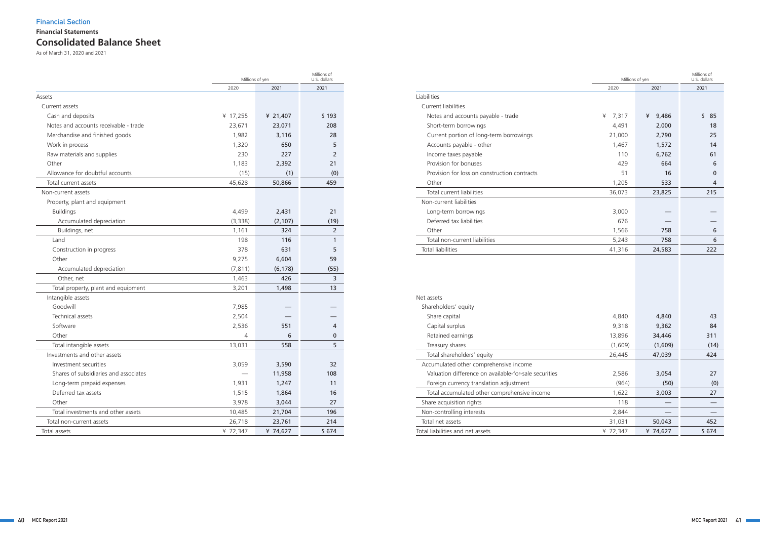Financial Section

**Financial Statements**

# Consolidated Balance Sheet

As of March 31, 2020 and 2021

| | Millions of yen | | Millions of U.S. dollars |
|---|---|---|---|
| | 2020 | 2021 | 2021 |
| Assets | | | |
| Current assets | | | |
| Cash and deposits | ¥ 17,255 | ¥ 21,407 | $ 193 |
| Notes and accounts receivable - trade | 23,671 | 23,071 | 208 |
| Merchandise and finished goods | 1,982 | 3,116 | 28 |
| Work in process | 1,320 | 650 | 5 |
| Raw materials and supplies | 230 | 227 | 2 |
| Other | 1,183 | 2,392 | 21 |
| Allowance for doubtful accounts | (15) | (1) | (0) |
| Total current assets | 45,628 | 50,866 | 459 |
| Non-current assets | | | |
| Property, plant and equipment | | | |
| Buildings | 4,499 | 2,431 | 21 |
| Accumulated depreciation | (3,338) | (2,107) | (19) |
| Buildings, net | 1,161 | 324 | 2 |
| Land | 198 | 116 | 1 |
| Construction in progress | 378 | 631 | 5 |
| Other | 9,275 | 6,604 | 59 |
| Accumulated depreciation | (7,811) | (6,178) | (55) |
| Other, net | 1,463 | 426 | 3 |
| Total property, plant and equipment | 3,201 | 1,498 | 13 |
| Intangible assets | | | |
| Goodwill | 7,985 | — | — |
| Technical assets | 2,504 | — | — |
| Software | 2,536 | 551 | 4 |
| Other | 4 | 6 | 0 |
| Total intangible assets | 13,031 | 558 | 5 |
| Investments and other assets | | | |
| Investment securities | 3,059 | 3,590 | 32 |
| Shares of subsidiaries and associates | — | 11,958 | 108 |
| Long-term prepaid expenses | 1,931 | 1,247 | 11 |
| Deferred tax assets | 1,515 | 1,864 | 16 |
| Other | 3,978 | 3,044 | 27 |
| Total investments and other assets | 10,485 | 21,704 | 196 |
| Total non-current assets | 26,718 | 23,761 | 214 |
| Total assets | ¥ 72,347 | ¥ 74,627 | $ 674 |

| | Millions of yen | | Millions of U.S. dollars |
|---|---|---|---|
| | 2020 | 2021 | 2021 |
| Liabilities | | | |
| Current liabilities | | | |
| Notes and accounts payable - trade | ¥ 7,317 | ¥ 9,486 | $ 85 |
| Short-term borrowings | 4,491 | 2,000 | 18 |
| Current portion of long-term borrowings | 21,000 | 2,790 | 25 |
| Accounts payable - other | 1,467 | 1,572 | 14 |
| Income taxes payable | 110 | 6,762 | 61 |
| Provision for bonuses | 429 | 664 | 6 |
| Provision for loss on construction contracts | 51 | 16 | 0 |
| Other | 1,205 | 533 | 4 |
| Total current liabilities | 36,073 | 23,825 | 215 |
| Non-current liabilities | | | |
| Long-term borrowings | 3,000 | — | — |
| Deferred tax liabilities | 676 | — | — |
| Other | 1,566 | 758 | 6 |
| Total non-current liabilities | 5,243 | 758 | 6 |
| Total liabilities | 41,316 | 24,583 | 222 |
| Net assets | | | |
| Shareholders' equity | | | |
| Share capital | 4,840 | 4,840 | 43 |
| Capital surplus | 9,318 | 9,362 | 84 |
| Retained earnings | 13,896 | 34,446 | 311 |
| Treasury shares | (1,609) | (1,609) | (14) |
| Total shareholders' equity | 26,445 | 47,039 | 424 |
| Accumulated other comprehensive income | | | |
| Valuation difference on available-for-sale securities | 2,586 | 3,054 | 27 |
| Foreign currency translation adjustment | (964) | (50) | (0) |
| Total accumulated other comprehensive income | 1,622 | 3,003 | 27 |
| Share acquisition rights | 118 | — | — |
| Non-controlling interests | 2,844 | — | — |
| Total net assets | 31,031 | 50,043 | 452 |
| Total liabilities and net assets | ¥ 72,347 | ¥ 74,627 | $ 674 |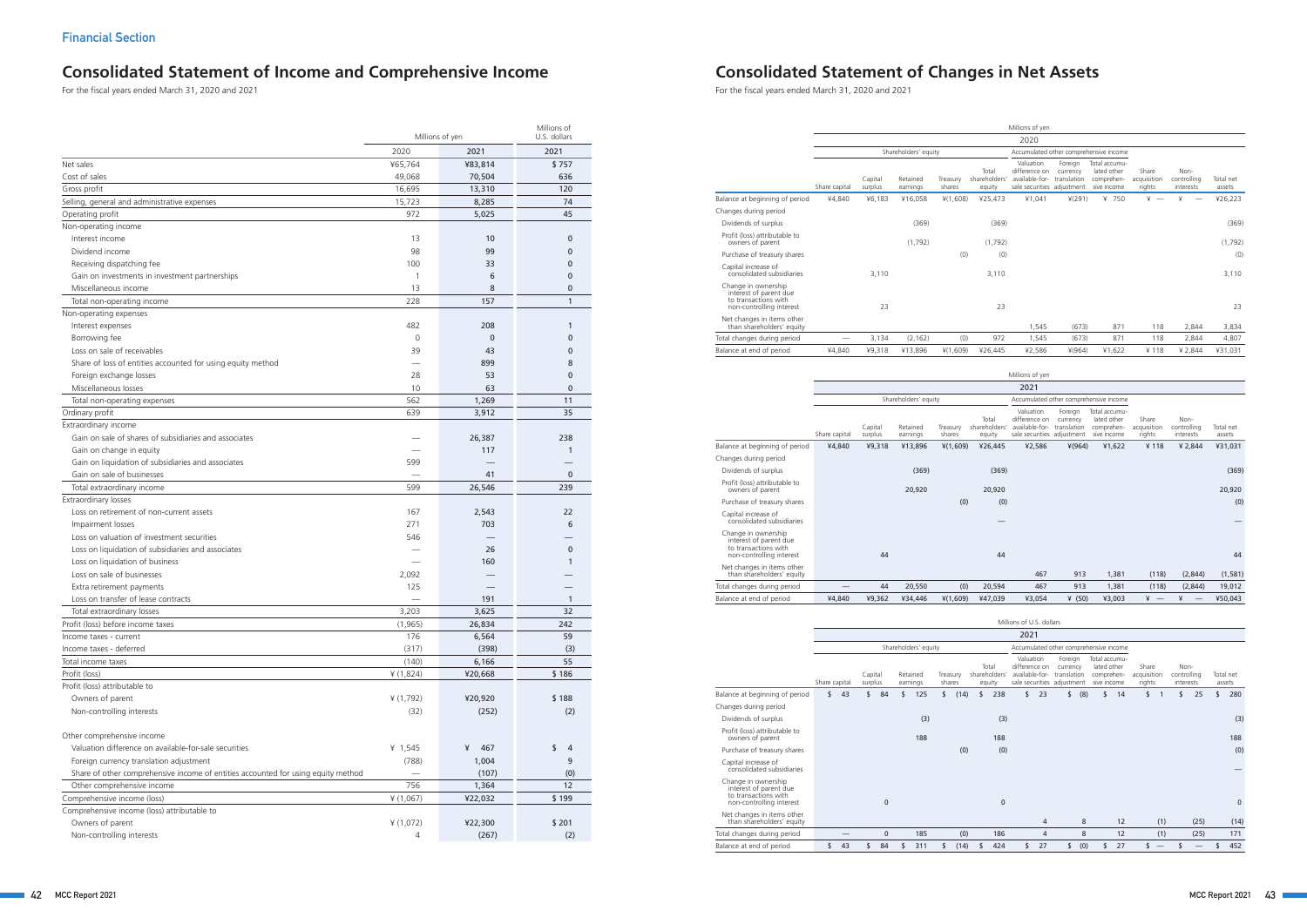## Financial Section

# Consolidated Statement of Income and Comprehensive Income

For the fiscal years ended March 31, 2020 and 2021

| | Millions of yen | | Millions of U.S. dollars |
|---|---|---|---|
| | 2020 | 2021 | 2021 |
| Net sales | ¥65,764 | ¥83,814 | $ 757 |
| Cost of sales | 49,068 | 70,504 | 636 |
| Gross profit | 16,695 | 13,310 | 120 |
| Selling, general and administrative expenses | 15,723 | 8,285 | 74 |
| Operating profit | 972 | 5,025 | 45 |
| Non-operating income | | | |
| Interest income | 13 | 10 | 0 |
| Dividend income | 98 | 99 | 0 |
| Receiving dispatching fee | 100 | 33 | 0 |
| Gain on investments in investment partnerships | 1 | 6 | 0 |
| Miscellaneous income | 13 | 8 | 0 |
| Total non-operating income | 228 | 157 | 1 |
| Non-operating expenses | | | |
| Interest expenses | 482 | 208 | 1 |
| Borrowing fee | 0 | 0 | 0 |
| Loss on sale of receivables | 39 | 43 | 0 |
| Share of loss of entities accounted for using equity method | — | 899 | 8 |
| Foreign exchange losses | 28 | 53 | 0 |
| Miscellaneous losses | 10 | 63 | 0 |
| Total non-operating expenses | 562 | 1,269 | 11 |
| Ordinary profit | 639 | 3,912 | 35 |
| Extraordinary income | | | |
| Gain on sale of shares of subsidiaries and associates | — | 26,387 | 238 |
| Gain on change in equity | — | 117 | 1 |
| Gain on liquidation of subsidiaries and associates | 599 | — | — |
| Gain on sale of businesses | — | 41 | 0 |
| Total extraordinary income | 599 | 26,546 | 239 |
| Extraordinary losses | | | |
| Loss on retirement of non-current assets | 167 | 2,543 | 22 |
| Impairment losses | 271 | 703 | 6 |
| Loss on valuation of investment securities | 546 | — | — |
| Loss on liquidation of subsidiaries and associates | — | 26 | 0 |
| Loss on liquidation of business | — | 160 | 1 |
| Loss on sale of businesses | 2,092 | — | — |
| Extra retirement payments | 125 | — | — |
| Loss on transfer of lease contracts | — | 191 | 1 |
| Total extraordinary losses | 3,203 | 3,625 | 32 |
| Profit (loss) before income taxes | (1,965) | 26,834 | 242 |
| Income taxes - current | 176 | 6,564 | 59 |
| Income taxes - deferred | (317) | (398) | (3) |
| Total income taxes | (140) | 6,166 | 55 |
| Profit (loss) | ¥ (1,824) | ¥20,668 | $ 186 |
| Profit (loss) attributable to | | | |
| Owners of parent | ¥ (1,792) | ¥20,920 | $ 188 |
| Non-controlling interests | (32) | (252) | (2) |
| Other comprehensive income | | | |
| Valuation difference on available-for-sale securities | ¥ 1,545 | ¥ 467 | $ 4 |
| Foreign currency translation adjustment | (788) | 1,004 | 9 |
| Share of other comprehensive income of entities accounted for using equity method | — | (107) | (0) |
| Other comprehensive income | 756 | 1,364 | 12 |
| Comprehensive income (loss) | ¥ (1,067) | ¥22,032 | $ 199 |
| Comprehensive income (loss) attributable to | | | |
| Owners of parent | ¥ (1,072) | ¥22,300 | $ 201 |
| Non-controlling interests | 4 | (267) | (2) |

# Consolidated Statement of Changes in Net Assets

For the fiscal years ended March 31, 2020 and 2021

Millions of yen — 2020

| | Shareholders' equity | | | | | Accumulated other comprehensive income | | | | | |
|---|---|---|---|---|---|---|---|---|---|---|---|
| | Share capital | Capital surplus | Retained earnings | Treasury shares | Total shareholders' equity | Valuation difference on available-for-sale securities | Foreign currency translation adjustment | Total accumulated other comprehensive income | Share acquisition rights | Non-controlling interests | Total net assets |
| Balance at beginning of period | ¥4,840 | ¥6,183 | ¥16,058 | ¥(1,608) | ¥25,473 | ¥1,041 | ¥(291) | ¥ 750 | ¥ — | ¥ — | ¥26,223 |
| Changes during period | | | | | | | | | | | |
| Dividends of surplus | | | (369) | | (369) | | | | | | (369) |
| Profit (loss) attributable to owners of parent | | | (1,792) | | (1,792) | | | | | | (1,792) |
| Purchase of treasury shares | | | | (0) | (0) | | | | | | (0) |
| Capital increase of consolidated subsidiaries | | 3,110 | | | 3,110 | | | | | | 3,110 |
| Change in ownership interest of parent due to transactions with non-controlling interest | | 23 | | | 23 | | | | | | 23 |
| Net changes in items other than shareholders' equity | | | | | | 1,545 | (673) | 871 | 118 | 2,844 | 3,834 |
| Total changes during period | — | 3,134 | (2,162) | (0) | 972 | 1,545 | (673) | 871 | 118 | 2,844 | 4,807 |
| Balance at end of period | ¥4,840 | ¥9,318 | ¥13,896 | ¥(1,609) | ¥26,445 | ¥2,586 | ¥(964) | ¥1,622 | ¥ 118 | ¥ 2,844 | ¥31,031 |

Millions of yen — 2021

| | Shareholders' equity | | | | | Accumulated other comprehensive income | | | | | |
|---|---|---|---|---|---|---|---|---|---|---|---|
| | Share capital | Capital surplus | Retained earnings | Treasury shares | Total shareholders' equity | Valuation difference on available-for-sale securities | Foreign currency translation adjustment | Total accumulated other comprehensive income | Share acquisition rights | Non-controlling interests | Total net assets |
| Balance at beginning of period | ¥4,840 | ¥9,318 | ¥13,896 | ¥(1,609) | ¥26,445 | ¥2,586 | ¥(964) | ¥1,622 | ¥ 118 | ¥ 2,844 | ¥31,031 |
| Changes during period | | | | | | | | | | | |
| Dividends of surplus | | | (369) | | (369) | | | | | | (369) |
| Profit (loss) attributable to owners of parent | | | 20,920 | | 20,920 | | | | | | 20,920 |
| Purchase of treasury shares | | | | (0) | (0) | | | | | | (0) |
| Capital increase of consolidated subsidiaries | | | | | — | | | | | | — |
| Change in ownership interest of parent due to transactions with non-controlling interest | | 44 | | | 44 | | | | | | 44 |
| Net changes in items other than shareholders' equity | | | | | | 467 | 913 | 1,381 | (118) | (2,844) | (1,581) |
| Total changes during period | — | 44 | 20,550 | (0) | 20,594 | 467 | 913 | 1,381 | (118) | (2,844) | 19,012 |
| Balance at end of period | ¥4,840 | ¥9,362 | ¥34,446 | ¥(1,609) | ¥47,039 | ¥3,054 | ¥ (50) | ¥3,003 | ¥ — | ¥ — | ¥50,043 |

Millions of U.S. dollars — 2021

| | Shareholders' equity | | | | | Accumulated other comprehensive income | | | | | |
|---|---|---|---|---|---|---|---|---|---|---|---|
| | Share capital | Capital surplus | Retained earnings | Treasury shares | Total shareholders' equity | Valuation difference on available-for-sale securities | Foreign currency translation adjustment | Total accumulated other comprehensive income | Share acquisition rights | Non-controlling interests | Total net assets |
| Balance at beginning of period | $ 43 | $ 84 | $ 125 | $ (14) | $ 238 | $ 23 | $ (8) | $ 14 | $ 1 | $ 25 | $ 280 |
| Changes during period | | | | | | | | | | | |
| Dividends of surplus | | | (3) | | (3) | | | | | | (3) |
| Profit (loss) attributable to owners of parent | | | 188 | | 188 | | | | | | 188 |
| Purchase of treasury shares | | | | (0) | (0) | | | | | | (0) |
| Capital increase of consolidated subsidiaries | | | | | | | | | | | — |
| Change in ownership interest of parent due to transactions with non-controlling interest | | 0 | | | 0 | | | | | | 0 |
| Net changes in items other than shareholders' equity | | | | | | 4 | 8 | 12 | (1) | (25) | (14) |
| Total changes during period | — | 0 | 185 | (0) | 186 | 4 | 8 | 12 | (1) | (25) | 171 |
| Balance at end of period | $ 43 | $ 84 | $ 311 | $ (14) | $ 424 | $ 27 | $ (0) | $ 27 | $ — | $ — | $ 452 |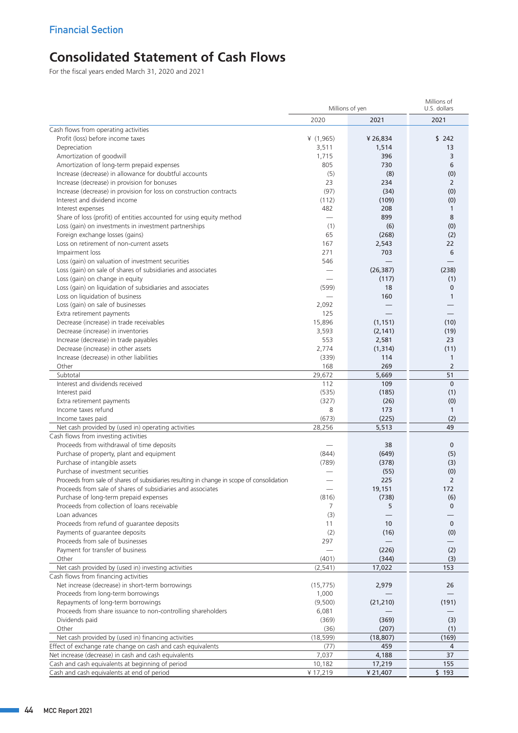## Financial Section

# Consolidated Statement of Cash Flows

For the fiscal years ended March 31, 2020 and 2021

| | Millions of yen | | Millions of U.S. dollars |
|---|---|---|---|
| | 2020 | 2021 | 2021 |
| Cash flows from operating activities | | | |
| Profit (loss) before income taxes | ¥ (1,965) | ¥ 26,834 | $ 242 |
| Depreciation | 3,511 | 1,514 | 13 |
| Amortization of goodwill | 1,715 | 396 | 3 |
| Amortization of long-term prepaid expenses | 805 | 730 | 6 |
| Increase (decrease) in allowance for doubtful accounts | (5) | (8) | (0) |
| Increase (decrease) in provision for bonuses | 23 | 234 | 2 |
| Increase (decrease) in provision for loss on construction contracts | (97) | (34) | (0) |
| Interest and dividend income | (112) | (109) | (0) |
| Interest expenses | 482 | 208 | 1 |
| Share of loss (profit) of entities accounted for using equity method | — | 899 | 8 |
| Loss (gain) on investments in investment partnerships | (1) | (6) | (0) |
| Foreign exchange losses (gains) | 65 | (268) | (2) |
| Loss on retirement of non-current assets | 167 | 2,543 | 22 |
| Impairment loss | 271 | 703 | 6 |
| Loss (gain) on valuation of investment securities | 546 | — | — |
| Loss (gain) on sale of shares of subsidiaries and associates | — | (26,387) | (238) |
| Loss (gain) on change in equity | — | (117) | (1) |
| Loss (gain) on liquidation of subsidiaries and associates | (599) | 18 | 0 |
| Loss on liquidation of business | — | 160 | 1 |
| Loss (gain) on sale of businesses | 2,092 | — | — |
| Extra retirement payments | 125 | — | — |
| Decrease (increase) in trade receivables | 15,896 | (1,151) | (10) |
| Decrease (increase) in inventories | 3,593 | (2,141) | (19) |
| Increase (decrease) in trade payables | 553 | 2,581 | 23 |
| Decrease (increase) in other assets | 2,774 | (1,314) | (11) |
| Increase (decrease) in other liabilities | (339) | 114 | 1 |
| Other | 168 | 269 | 2 |
| Subtotal | 29,672 | 5,669 | 51 |
| Interest and dividends received | 112 | 109 | 0 |
| Interest paid | (535) | (185) | (1) |
| Extra retirement payments | (327) | (26) | (0) |
| Income taxes refund | 8 | 173 | 1 |
| Income taxes paid | (673) | (225) | (2) |
| Net cash provided by (used in) operating activities | 28,256 | 5,513 | 49 |
| Cash flows from investing activities | | | |
| Proceeds from withdrawal of time deposits | — | 38 | 0 |
| Purchase of property, plant and equipment | (844) | (649) | (5) |
| Purchase of intangible assets | (789) | (378) | (3) |
| Purchase of investment securities | — | (55) | (0) |
| Proceeds from sale of shares of subsidiaries resulting in change in scope of consolidation | — | 225 | 2 |
| Proceeds from sale of shares of subsidiaries and associates | — | 19,151 | 172 |
| Purchase of long-term prepaid expenses | (816) | (738) | (6) |
| Proceeds from collection of loans receivable | 7 | 5 | 0 |
| Loan advances | (3) | — | — |
| Proceeds from refund of guarantee deposits | 11 | 10 | 0 |
| Payments of guarantee deposits | (2) | (16) | (0) |
| Proceeds from sale of businesses | 297 | — | — |
| Payment for transfer of business | — | (226) | (2) |
| Other | (401) | (344) | (3) |
| Net cash provided by (used in) investing activities | (2,541) | 17,022 | 153 |
| Cash flows from financing activities | | | |
| Net increase (decrease) in short-term borrowings | (15,775) | 2,979 | 26 |
| Proceeds from long-term borrowings | 1,000 | — | — |
| Repayments of long-term borrowings | (9,500) | (21,210) | (191) |
| Proceeds from share issuance to non-controlling shareholders | 6,081 | — | — |
| Dividends paid | (369) | (369) | (3) |
| Other | (36) | (207) | (1) |
| Net cash provided by (used in) financing activities | (18,599) | (18,807) | (169) |
| Effect of exchange rate change on cash and cash equivalents | (77) | 459 | 4 |
| Net increase (decrease) in cash and cash equivalents | 7,037 | 4,188 | 37 |
| Cash and cash equivalents at beginning of period | 10,182 | 17,219 | 155 |
| Cash and cash equivalents at end of period | ¥ 17,219 | ¥ 21,407 | $ 193 |